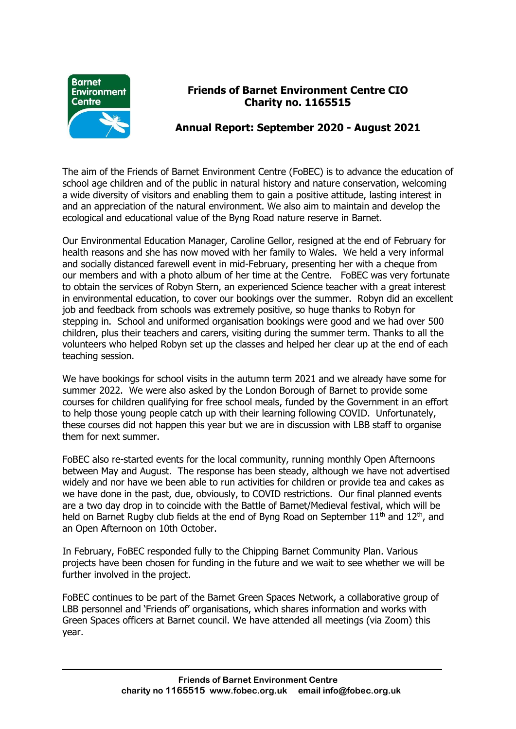# Friends of Barnet Environment Centre CIO
## Charity no. 1165515

## Annual Report: September 2020 - August 2021

The aim of the Friends of Barnet Environment Centre (FoBEC) is to advance the education of school age children and of the public in natural history and nature conservation, welcoming a wide diversity of visitors and enabling them to gain a positive attitude, lasting interest in and an appreciation of the natural environment. We also aim to maintain and develop the ecological and educational value of the Byng Road nature reserve in Barnet.

Our Environmental Education Manager, Caroline Gellor, resigned at the end of February for health reasons and she has now moved with her family to Wales. We held a very informal and socially distanced farewell event in mid-February, presenting her with a cheque from our members and with a photo album of her time at the Centre. FoBEC was very fortunate to obtain the services of Robyn Stern, an experienced Science teacher with a great interest in environmental education, to cover our bookings over the summer. Robyn did an excellent job and feedback from schools was extremely positive, so huge thanks to Robyn for stepping in. School and uniformed organisation bookings were good and we had over 500 children, plus their teachers and carers, visiting during the summer term. Thanks to all the volunteers who helped Robyn set up the classes and helped her clear up at the end of each teaching session.

We have bookings for school visits in the autumn term 2021 and we already have some for summer 2022. We were also asked by the London Borough of Barnet to provide some courses for children qualifying for free school meals, funded by the Government in an effort to help those young people catch up with their learning following COVID. Unfortunately, these courses did not happen this year but we are in discussion with LBB staff to organise them for next summer.

FoBEC also re-started events for the local community, running monthly Open Afternoons between May and August. The response has been steady, although we have not advertised widely and nor have we been able to run activities for children or provide tea and cakes as we have done in the past, due, obviously, to COVID restrictions. Our final planned events are a two day drop in to coincide with the Battle of Barnet/Medieval festival, which will be held on Barnet Rugby club fields at the end of Byng Road on September 11th and 12th, and an Open Afternoon on 10th October.

In February, FoBEC responded fully to the Chipping Barnet Community Plan. Various projects have been chosen for funding in the future and we wait to see whether we will be further involved in the project.

FoBEC continues to be part of the Barnet Green Spaces Network, a collaborative group of LBB personnel and 'Friends of' organisations, which shares information and works with Green Spaces officers at Barnet council. We have attended all meetings (via Zoom) this year.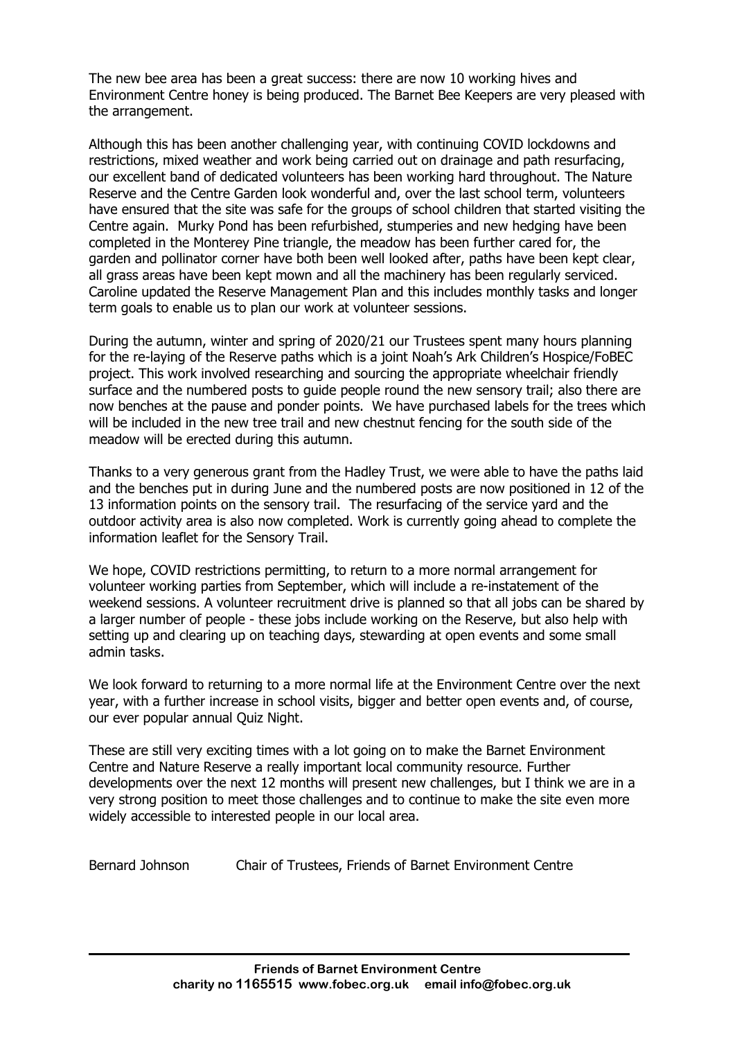The new bee area has been a great success: there are now 10 working hives and Environment Centre honey is being produced. The Barnet Bee Keepers are very pleased with the arrangement.

Although this has been another challenging year, with continuing COVID lockdowns and restrictions, mixed weather and work being carried out on drainage and path resurfacing, our excellent band of dedicated volunteers has been working hard throughout. The Nature Reserve and the Centre Garden look wonderful and, over the last school term, volunteers have ensured that the site was safe for the groups of school children that started visiting the Centre again. Murky Pond has been refurbished, stumperies and new hedging have been completed in the Monterey Pine triangle, the meadow has been further cared for, the garden and pollinator corner have both been well looked after, paths have been kept clear, all grass areas have been kept mown and all the machinery has been regularly serviced. Caroline updated the Reserve Management Plan and this includes monthly tasks and longer term goals to enable us to plan our work at volunteer sessions.

During the autumn, winter and spring of 2020/21 our Trustees spent many hours planning for the re-laying of the Reserve paths which is a joint Noah's Ark Children's Hospice/FoBEC project. This work involved researching and sourcing the appropriate wheelchair friendly surface and the numbered posts to guide people round the new sensory trail; also there are now benches at the pause and ponder points. We have purchased labels for the trees which will be included in the new tree trail and new chestnut fencing for the south side of the meadow will be erected during this autumn.

Thanks to a very generous grant from the Hadley Trust, we were able to have the paths laid and the benches put in during June and the numbered posts are now positioned in 12 of the 13 information points on the sensory trail. The resurfacing of the service yard and the outdoor activity area is also now completed. Work is currently going ahead to complete the information leaflet for the Sensory Trail.

We hope, COVID restrictions permitting, to return to a more normal arrangement for volunteer working parties from September, which will include a re-instatement of the weekend sessions. A volunteer recruitment drive is planned so that all jobs can be shared by a larger number of people - these jobs include working on the Reserve, but also help with setting up and clearing up on teaching days, stewarding at open events and some small admin tasks.

We look forward to returning to a more normal life at the Environment Centre over the next year, with a further increase in school visits, bigger and better open events and, of course, our ever popular annual Quiz Night.

These are still very exciting times with a lot going on to make the Barnet Environment Centre and Nature Reserve a really important local community resource. Further developments over the next 12 months will present new challenges, but I think we are in a very strong position to meet those challenges and to continue to make the site even more widely accessible to interested people in our local area.

Bernard Johnson        Chair of Trustees, Friends of Barnet Environment Centre

**Friends of Barnet Environment Centre**
**charity no 1165515 www.fobec.org.uk email info@fobec.org.uk**